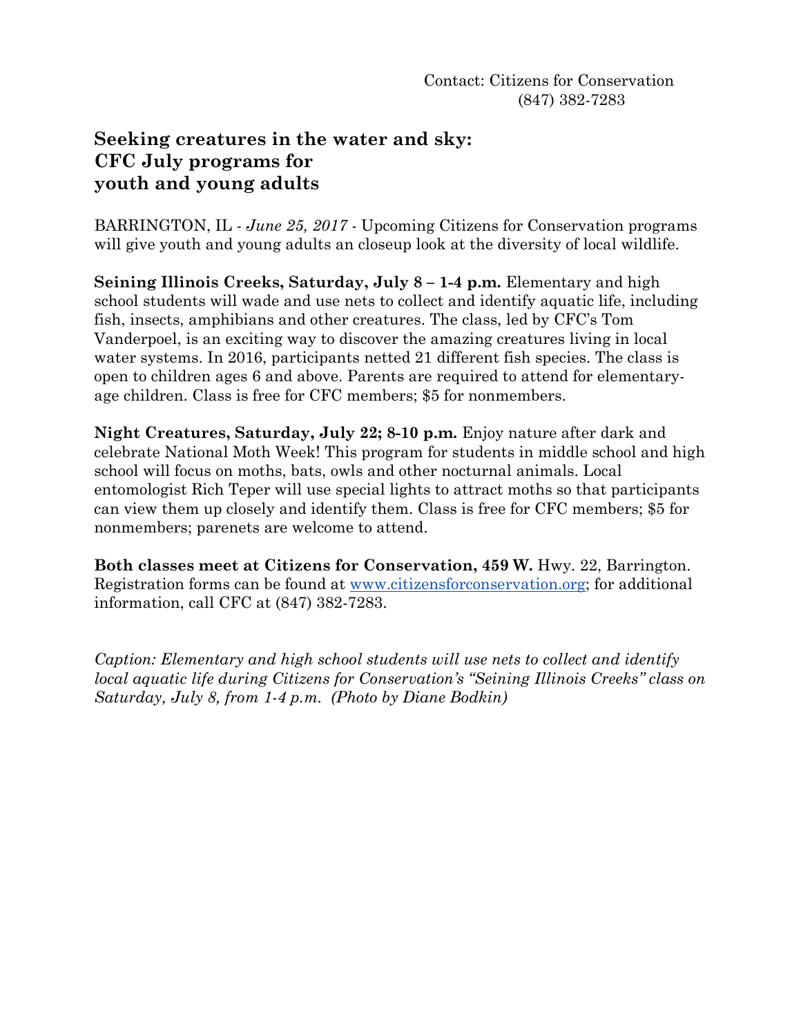Contact: Citizens for Conservation
(847) 382-7283

# Seeking creatures in the water and sky: CFC July programs for youth and young adults

BARRINGTON, IL - *June 25, 2017* - Upcoming Citizens for Conservation programs will give youth and young adults an closeup look at the diversity of local wildlife.

**Seining Illinois Creeks, Saturday, July 8 – 1-4 p.m.** Elementary and high school students will wade and use nets to collect and identify aquatic life, including fish, insects, amphibians and other creatures. The class, led by CFC's Tom Vanderpoel, is an exciting way to discover the amazing creatures living in local water systems. In 2016, participants netted 21 different fish species. The class is open to children ages 6 and above. Parents are required to attend for elementary-age children. Class is free for CFC members; $5 for nonmembers.

**Night Creatures, Saturday, July 22; 8-10 p.m.** Enjoy nature after dark and celebrate National Moth Week! This program for students in middle school and high school will focus on moths, bats, owls and other nocturnal animals. Local entomologist Rich Teper will use special lights to attract moths so that participants can view them up closely and identify them. Class is free for CFC members; $5 for nonmembers; parenets are welcome to attend.

**Both classes meet at Citizens for Conservation, 459 W.** Hwy. 22, Barrington. Registration forms can be found at www.citizensforconservation.org; for additional information, call CFC at (847) 382-7283.

*Caption: Elementary and high school students will use nets to collect and identify local aquatic life during Citizens for Conservation's "Seining Illinois Creeks" class on Saturday, July 8, from 1-4 p.m. (Photo by Diane Bodkin)*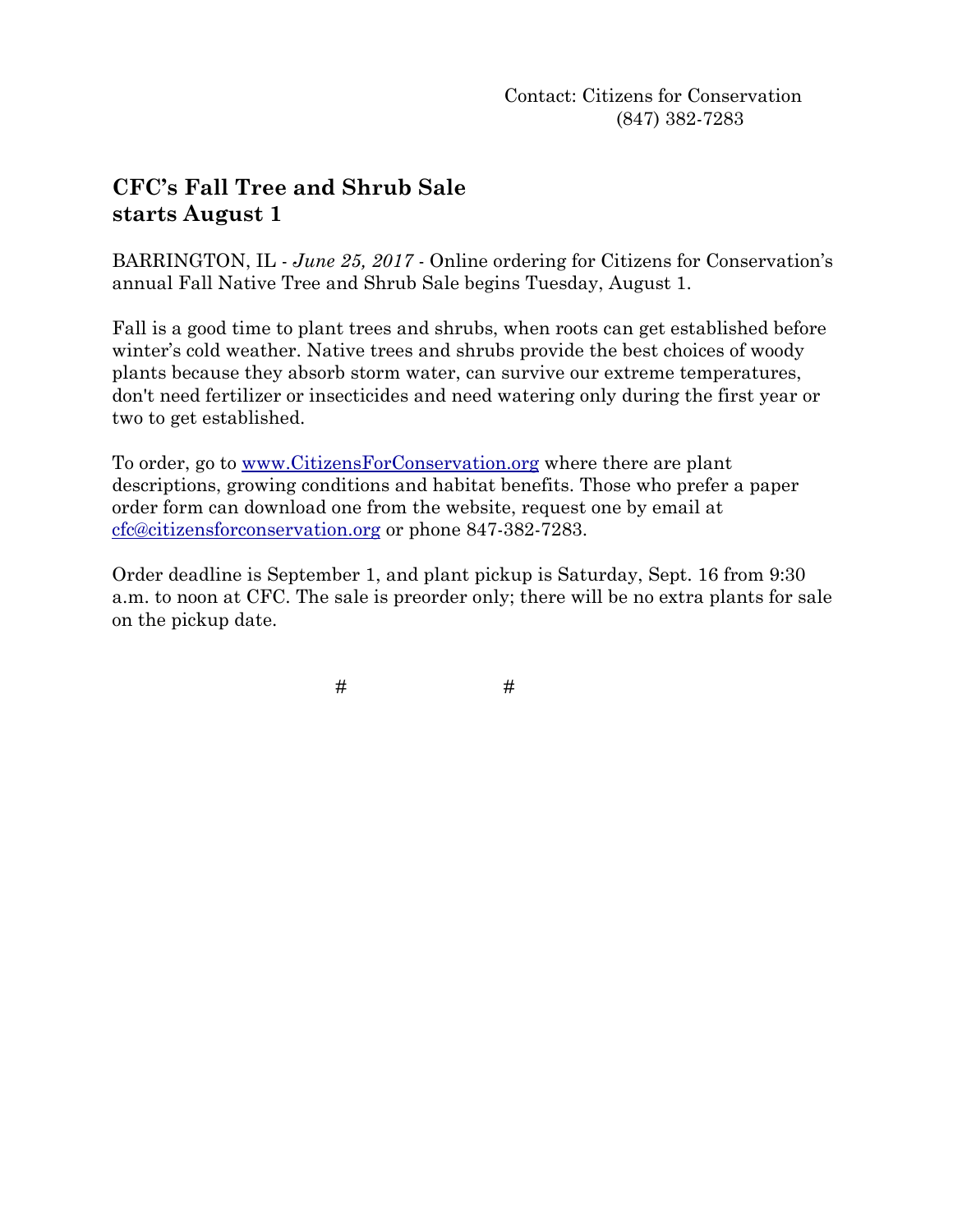Contact: Citizens for Conservation
(847) 382-7283

## CFC's Fall Tree and Shrub Sale starts August 1

BARRINGTON, IL - *June 25, 2017* - Online ordering for Citizens for Conservation's annual Fall Native Tree and Shrub Sale begins Tuesday, August 1.

Fall is a good time to plant trees and shrubs, when roots can get established before winter's cold weather. Native trees and shrubs provide the best choices of woody plants because they absorb storm water, can survive our extreme temperatures, don't need fertilizer or insecticides and need watering only during the first year or two to get established.

To order, go to [www.CitizensForConservation.org](http://www.CitizensForConservation.org) where there are plant descriptions, growing conditions and habitat benefits. Those who prefer a paper order form can download one from the website, request one by email at [cfc@citizensforconservation.org](mailto:cfc@citizensforconservation.org) or phone 847-382-7283.

Order deadline is September 1, and plant pickup is Saturday, Sept. 16 from 9:30 a.m. to noon at CFC. The sale is preorder only; there will be no extra plants for sale on the pickup date.

# #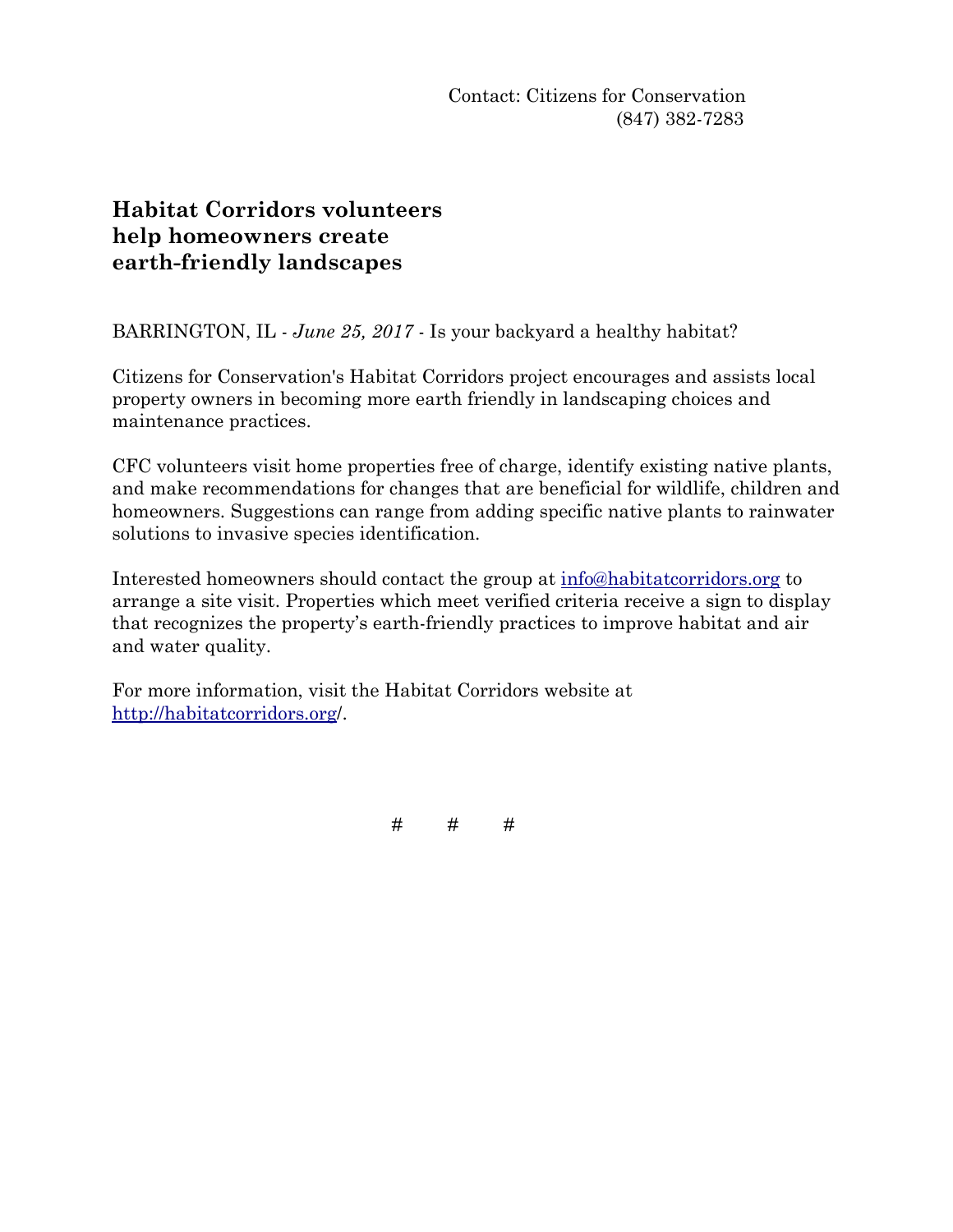Contact: Citizens for Conservation
(847) 382-7283

# Habitat Corridors volunteers help homeowners create earth-friendly landscapes

BARRINGTON, IL - *June 25, 2017* - Is your backyard a healthy habitat?

Citizens for Conservation's Habitat Corridors project encourages and assists local property owners in becoming more earth friendly in landscaping choices and maintenance practices.

CFC volunteers visit home properties free of charge, identify existing native plants, and make recommendations for changes that are beneficial for wildlife, children and homeowners. Suggestions can range from adding specific native plants to rainwater solutions to invasive species identification.

Interested homeowners should contact the group at info@habitatcorridors.org to arrange a site visit. Properties which meet verified criteria receive a sign to display that recognizes the property's earth-friendly practices to improve habitat and air and water quality.

For more information, visit the Habitat Corridors website at http://habitatcorridors.org/.

# # #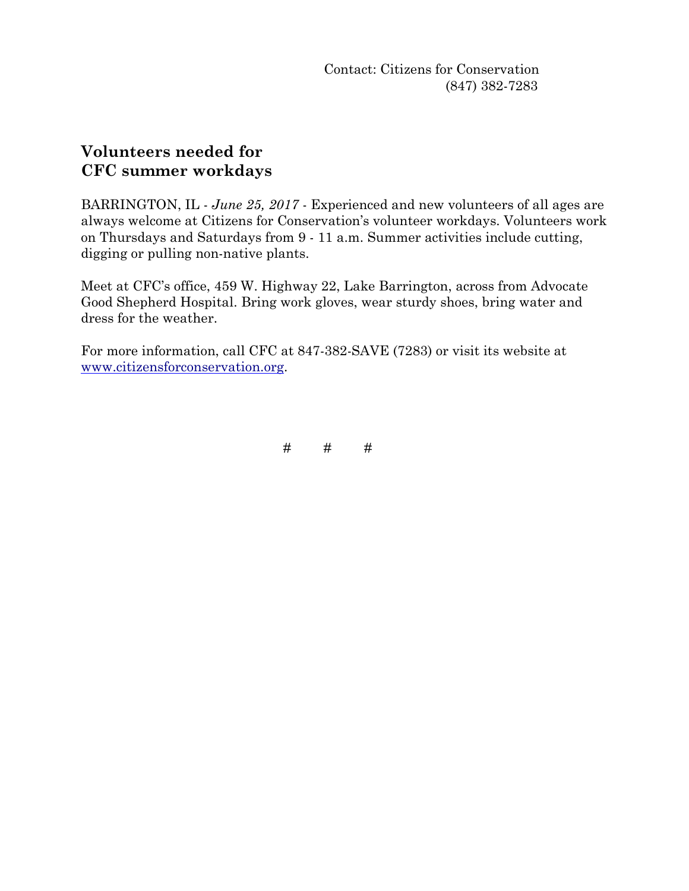Contact: Citizens for Conservation
(847) 382-7283

## Volunteers needed for CFC summer workdays

BARRINGTON, IL - *June 25, 2017* - Experienced and new volunteers of all ages are always welcome at Citizens for Conservation's volunteer workdays. Volunteers work on Thursdays and Saturdays from 9 - 11 a.m. Summer activities include cutting, digging or pulling non-native plants.

Meet at CFC's office, 459 W. Highway 22, Lake Barrington, across from Advocate Good Shepherd Hospital. Bring work gloves, wear sturdy shoes, bring water and dress for the weather.

For more information, call CFC at 847-382-SAVE (7283) or visit its website at [www.citizensforconservation.org](http://www.citizensforconservation.org).

# # #